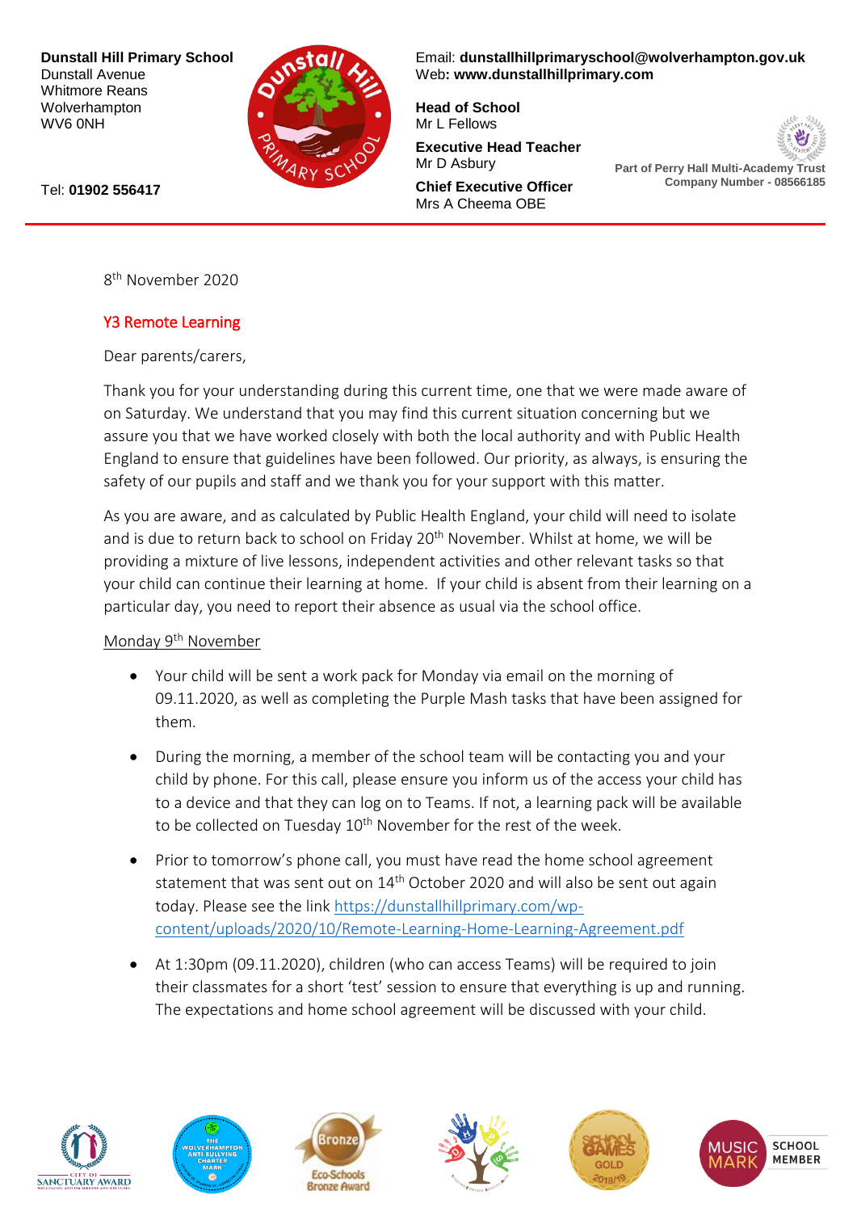**Dunstall Hill Primary School**
Dunstall Avenue
Whitmore Reans
Wolverhampton
WV6 0NH

Tel: **01902 556417**

Email: **dunstallhillprimaryschool@wolverhampton.gov.uk**
Web**: www.dunstallhillprimary.com**

**Head of School**
Mr L Fellows

**Executive Head Teacher**
Mr D Asbury

**Chief Executive Officer**
Mrs A Cheema OBE

**Part of Perry Hall Multi-Academy Trust**
**Company Number - 08566185**

8th November 2020

## Y3 Remote Learning

Dear parents/carers,

Thank you for your understanding during this current time, one that we were made aware of on Saturday. We understand that you may find this current situation concerning but we assure you that we have worked closely with both the local authority and with Public Health England to ensure that guidelines have been followed. Our priority, as always, is ensuring the safety of our pupils and staff and we thank you for your support with this matter.

As you are aware, and as calculated by Public Health England, your child will need to isolate and is due to return back to school on Friday 20th November. Whilst at home, we will be providing a mixture of live lessons, independent activities and other relevant tasks so that your child can continue their learning at home. If your child is absent from their learning on a particular day, you need to report their absence as usual via the school office.

<u>Monday 9th November</u>

- Your child will be sent a work pack for Monday via email on the morning of 09.11.2020, as well as completing the Purple Mash tasks that have been assigned for them.
- During the morning, a member of the school team will be contacting you and your child by phone. For this call, please ensure you inform us of the access your child has to a device and that they can log on to Teams. If not, a learning pack will be available to be collected on Tuesday 10th November for the rest of the week.
- Prior to tomorrow's phone call, you must have read the home school agreement statement that was sent out on 14th October 2020 and will also be sent out again today. Please see the link https://dunstallhillprimary.com/wp-content/uploads/2020/10/Remote-Learning-Home-Learning-Agreement.pdf
- At 1:30pm (09.11.2020), children (who can access Teams) will be required to join their classmates for a short 'test' session to ensure that everything is up and running. The expectations and home school agreement will be discussed with your child.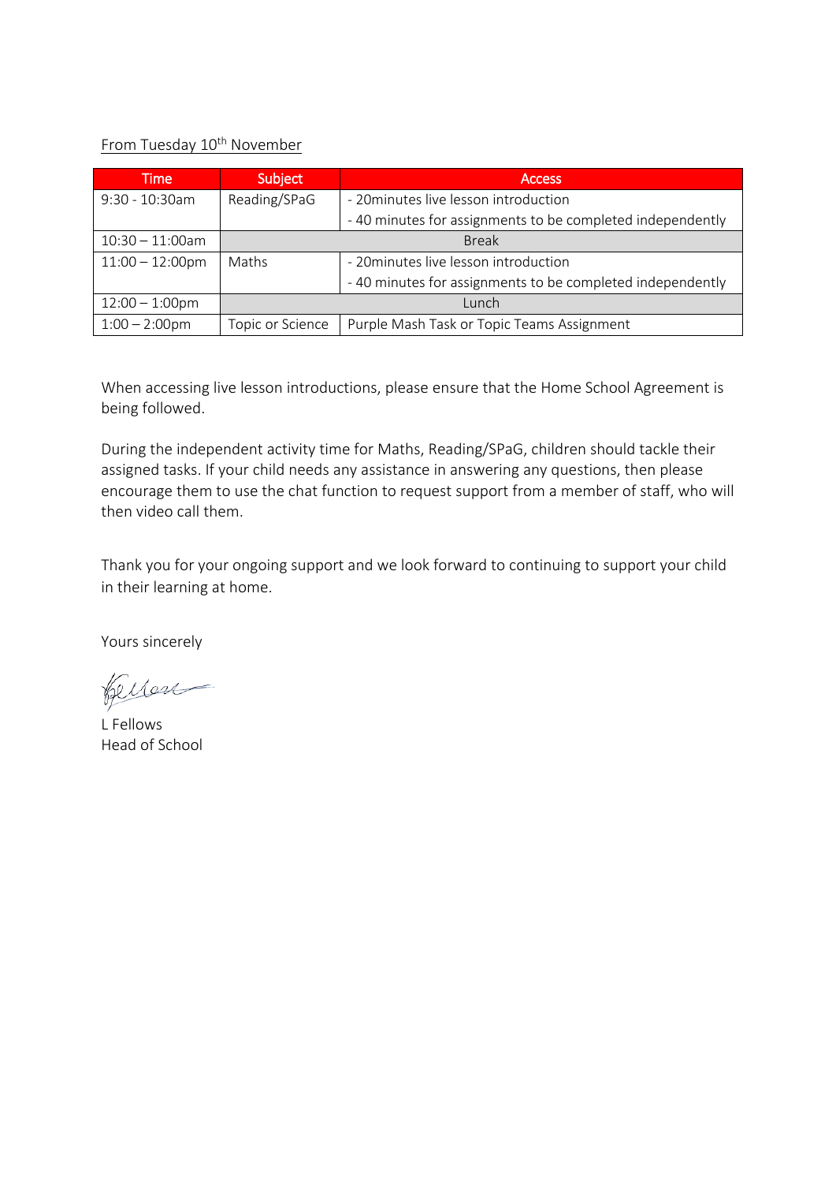From Tuesday 10th November

| Time | Subject | Access |
| --- | --- | --- |
| 9:30 - 10:30am | Reading/SPaG | - 20minutes live lesson introduction<br>- 40 minutes for assignments to be completed independently |
| 10:30 – 11:00am | Break | |
| 11:00 – 12:00pm | Maths | - 20minutes live lesson introduction<br>- 40 minutes for assignments to be completed independently |
| 12:00 – 1:00pm | Lunch | |
| 1:00 – 2:00pm | Topic or Science | Purple Mash Task or Topic Teams Assignment |

When accessing live lesson introductions, please ensure that the Home School Agreement is being followed.

During the independent activity time for Maths, Reading/SPaG, children should tackle their assigned tasks. If your child needs any assistance in answering any questions, then please encourage them to use the chat function to request support from a member of staff, who will then video call them.

Thank you for your ongoing support and we look forward to continuing to support your child in their learning at home.

Yours sincerely

L Fellows
Head of School